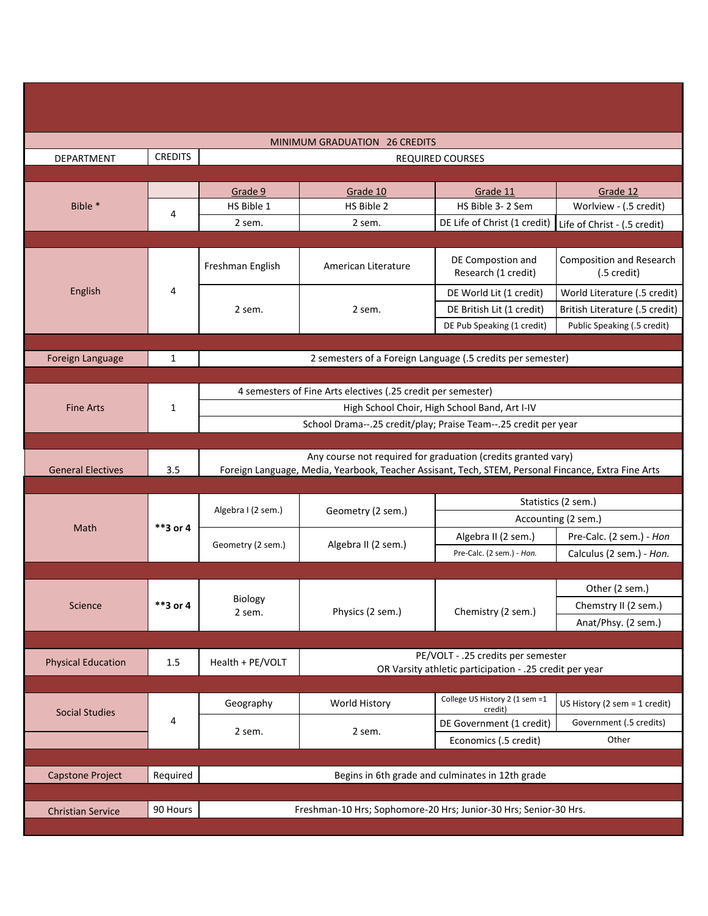| MINIMUM GRADUATION 26 CREDITS | | | | | |
|---|---|---|---|---|---|
| DEPARTMENT | CREDITS | REQUIRED COURSES | | | |
| | | Grade 9 | Grade 10 | Grade 11 | Grade 12 |
| Bible * | 4 | HS Bible 1 | HS Bible 2 | HS Bible 3- 2 Sem | Worlview - (.5 credit) |
| | | 2 sem. | 2 sem. | DE Life of Christ (1 credit) | Life of Christ - (.5 credit) |
| English | 4 | Freshman English | American Literature | DE Compostion and Research (1 credit) | Composition and Research (.5 credit) |
| | | 2 sem. | 2 sem. | DE World Lit (1 credit) | World Literature (.5 credit) |
| | | | | DE British Lit (1 credit) | British Literature (.5 credit) |
| | | | | DE Pub Speaking (1 credit) | Public Speaking (.5 credit) |
| Foreign Language | 1 | 2 semesters of a Foreign Language (.5 credits per semester) | | | |
| Fine Arts | 1 | 4 semesters of Fine Arts electives (.25 credit per semester) | | | |
| | | High School Choir, High School Band, Art I-IV | | | |
| | | School Drama--.25 credit/play; Praise Team--.25 credit per year | | | |
| General Electives | 3.5 | Any course not required for graduation (credits granted vary) Foreign Language, Media, Yearbook, Teacher Assisant, Tech, STEM, Personal Fincance, Extra Fine Arts | | | |
| Math | **3 or 4 | Algebra I (2 sem.) | Geometry (2 sem.) | Statistics (2 sem.) | |
| | | | | Accounting (2 sem.) | |
| | | Geometry (2 sem.) | Algebra II (2 sem.) | Algebra II (2 sem.) | Pre-Calc. (2 sem.) - *Hon* |
| | | | | Pre-Calc. (2 sem.) - *Hon.* | Calculus (2 sem.) - *Hon.* |
| Science | **3 or 4 | Biology 2 sem. | Physics (2 sem.) | Chemistry (2 sem.) | Other (2 sem.) |
| | | | | | Chemstry II (2 sem.) |
| | | | | | Anat/Phsy. (2 sem.) |
| Physical Education | 1.5 | Health + PE/VOLT | PE/VOLT - .25 credits per semester OR Varsity athletic participation - .25 credit per year | | |
| Social Studies | 4 | Geography | World History | College US History 2 (1 sem =1 credit) | US History (2 sem = 1 credit) |
| | | 2 sem. | 2 sem. | DE Government (1 credit) | Government (.5 credits) |
| | | | | Economics (.5 credit) | Other |
| Capstone Project | Required | Begins in 6th grade and culminates in 12th grade | | | |
| Christian Service | 90 Hours | Freshman-10 Hrs; Sophomore-20 Hrs; Junior-30 Hrs; Senior-30 Hrs. | | | |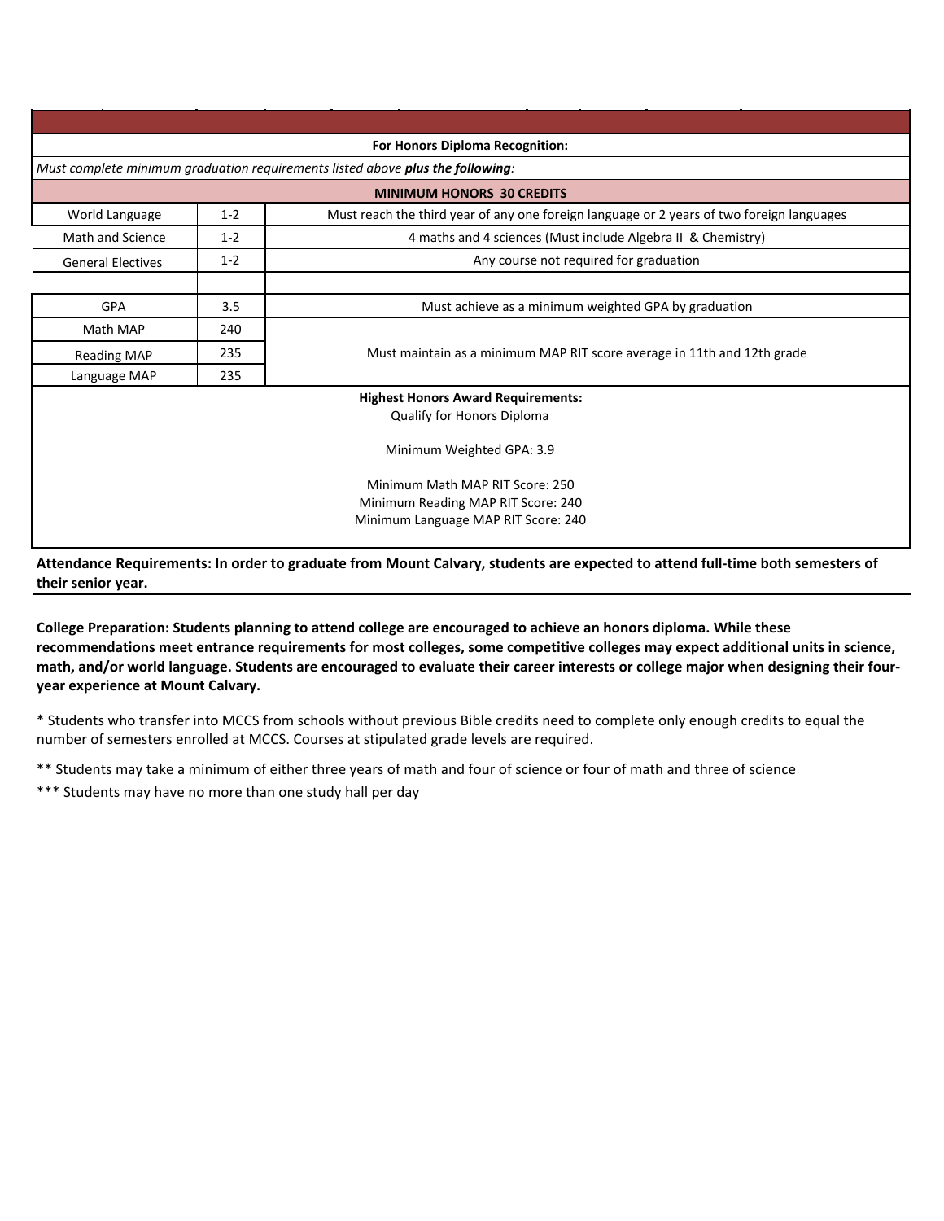| | | |
|---|---|---|
| **For Honors Diploma Recognition:** | | |
| *Must complete minimum graduation requirements listed above **plus the following**:* | | |
| **MINIMUM HONORS 30 CREDITS** | | |
| World Language | 1-2 | Must reach the third year of any one foreign language or 2 years of two foreign languages |
| Math and Science | 1-2 | 4 maths and 4 sciences (Must include Algebra II & Chemistry) |
| General Electives | 1-2 | Any course not required for graduation |
| | | |
| GPA | 3.5 | Must achieve as a minimum weighted GPA by graduation |
| Math MAP | 240 | Must maintain as a minimum MAP RIT score average in 11th and 12th grade |
| Reading MAP | 235 | |
| Language MAP | 235 | |

**Highest Honors Award Requirements:**

Qualify for Honors Diploma

Minimum Weighted GPA: 3.9

Minimum Math MAP RIT Score: 250
Minimum Reading MAP RIT Score: 240
Minimum Language MAP RIT Score: 240

**Attendance Requirements: In order to graduate from Mount Calvary, students are expected to attend full-time both semesters of their senior year.**

**College Preparation: Students planning to attend college are encouraged to achieve an honors diploma. While these recommendations meet entrance requirements for most colleges, some competitive colleges may expect additional units in science, math, and/or world language. Students are encouraged to evaluate their career interests or college major when designing their four-year experience at Mount Calvary.**

* Students who transfer into MCCS from schools without previous Bible credits need to complete only enough credits to equal the number of semesters enrolled at MCCS. Courses at stipulated grade levels are required.

** Students may take a minimum of either three years of math and four of science or four of math and three of science

*** Students may have no more than one study hall per day